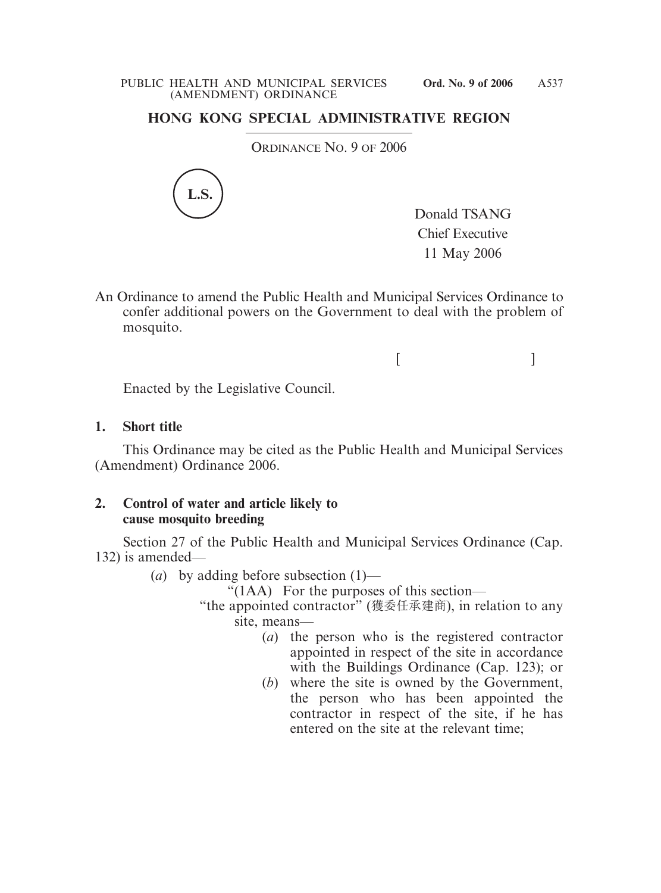# HONG KONG SPECIAL ADMINISTRATIVE REGION

ORDINANCE NO. 9 OF 2006

L.S.

Donald TSANG
Chief Executive
11 May 2006

An Ordinance to amend the Public Health and Municipal Services Ordinance to confer additional powers on the Government to deal with the problem of mosquito.

[ ]

Enacted by the Legislative Council.

**1. Short title**

This Ordinance may be cited as the Public Health and Municipal Services (Amendment) Ordinance 2006.

**2. Control of water and article likely to cause mosquito breeding**

Section 27 of the Public Health and Municipal Services Ordinance (Cap. 132) is amended—

(*a*) by adding before subsection (1)—

"(1AA) For the purposes of this section—

"the appointed contractor" (獲委任承建商), in relation to any site, means—

(*a*) the person who is the registered contractor appointed in respect of the site in accordance with the Buildings Ordinance (Cap. 123); or

(*b*) where the site is owned by the Government, the person who has been appointed the contractor in respect of the site, if he has entered on the site at the relevant time;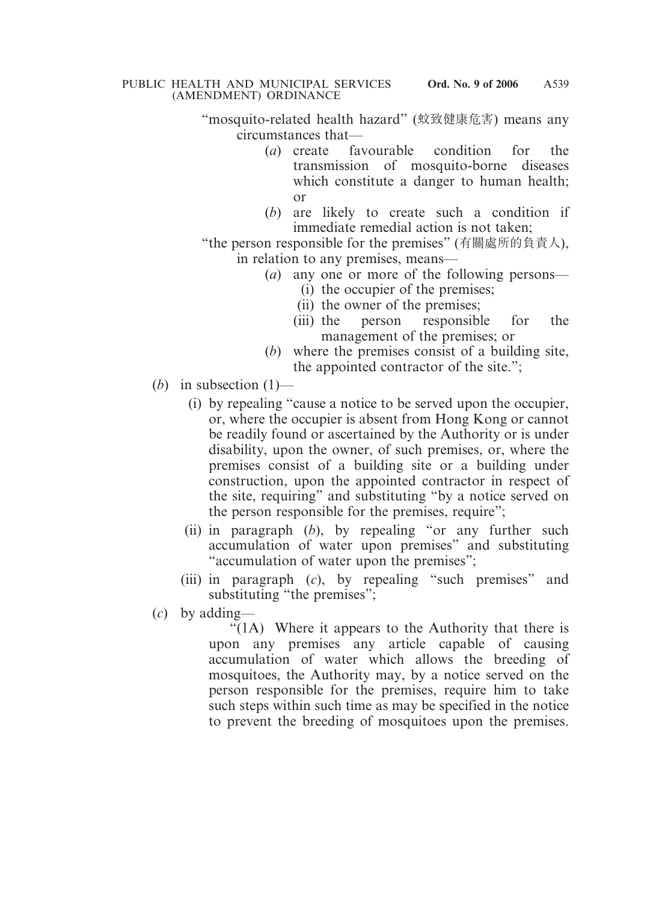"mosquito-related health hazard" (蚊致健康危害) means any circumstances that—

(*a*) create favourable condition for the transmission of mosquito-borne diseases which constitute a danger to human health; or

(*b*) are likely to create such a condition if immediate remedial action is not taken;

"the person responsible for the premises" (有關處所的負責人), in relation to any premises, means—

(*a*) any one or more of the following persons—

(i) the occupier of the premises;

(ii) the owner of the premises;

(iii) the person responsible for the management of the premises; or

(*b*) where the premises consist of a building site, the appointed contractor of the site.";

(*b*) in subsection (1)—

(i) by repealing "cause a notice to be served upon the occupier, or, where the occupier is absent from Hong Kong or cannot be readily found or ascertained by the Authority or is under disability, upon the owner, of such premises, or, where the premises consist of a building site or a building under construction, upon the appointed contractor in respect of the site, requiring" and substituting "by a notice served on the person responsible for the premises, require";

(ii) in paragraph (*b*), by repealing "or any further such accumulation of water upon premises" and substituting "accumulation of water upon the premises";

(iii) in paragraph (*c*), by repealing "such premises" and substituting "the premises";

(*c*) by adding—

"(1A) Where it appears to the Authority that there is upon any premises any article capable of causing accumulation of water which allows the breeding of mosquitoes, the Authority may, by a notice served on the person responsible for the premises, require him to take such steps within such time as may be specified in the notice to prevent the breeding of mosquitoes upon the premises.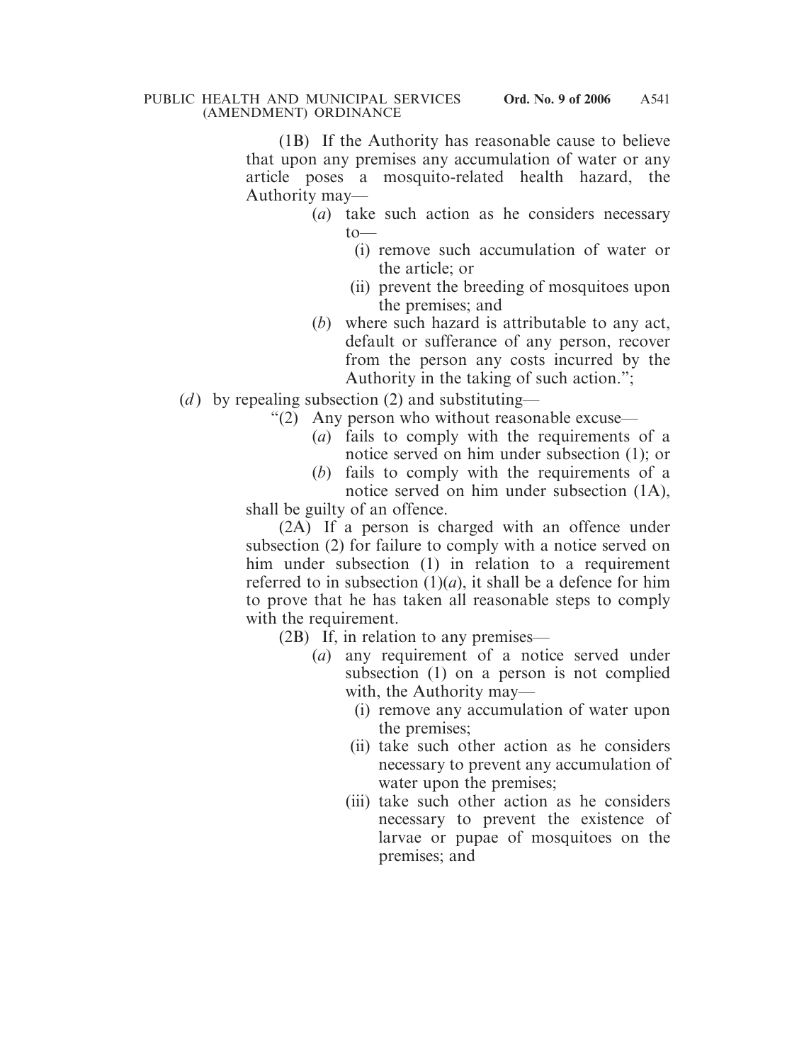(1B) If the Authority has reasonable cause to believe that upon any premises any accumulation of water or any article poses a mosquito-related health hazard, the Authority may—

(*a*) take such action as he considers necessary to—

(i) remove such accumulation of water or the article; or

(ii) prevent the breeding of mosquitoes upon the premises; and

(*b*) where such hazard is attributable to any act, default or sufferance of any person, recover from the person any costs incurred by the Authority in the taking of such action.";

(*d*) by repealing subsection (2) and substituting—

"(2) Any person who without reasonable excuse—

(*a*) fails to comply with the requirements of a notice served on him under subsection (1); or

(*b*) fails to comply with the requirements of a notice served on him under subsection (1A),

shall be guilty of an offence.

(2A) If a person is charged with an offence under subsection (2) for failure to comply with a notice served on him under subsection (1) in relation to a requirement referred to in subsection (1)(*a*), it shall be a defence for him to prove that he has taken all reasonable steps to comply with the requirement.

(2B) If, in relation to any premises—

(*a*) any requirement of a notice served under subsection (1) on a person is not complied with, the Authority may—

(i) remove any accumulation of water upon the premises;

(ii) take such other action as he considers necessary to prevent any accumulation of water upon the premises;

(iii) take such other action as he considers necessary to prevent the existence of larvae or pupae of mosquitoes on the premises; and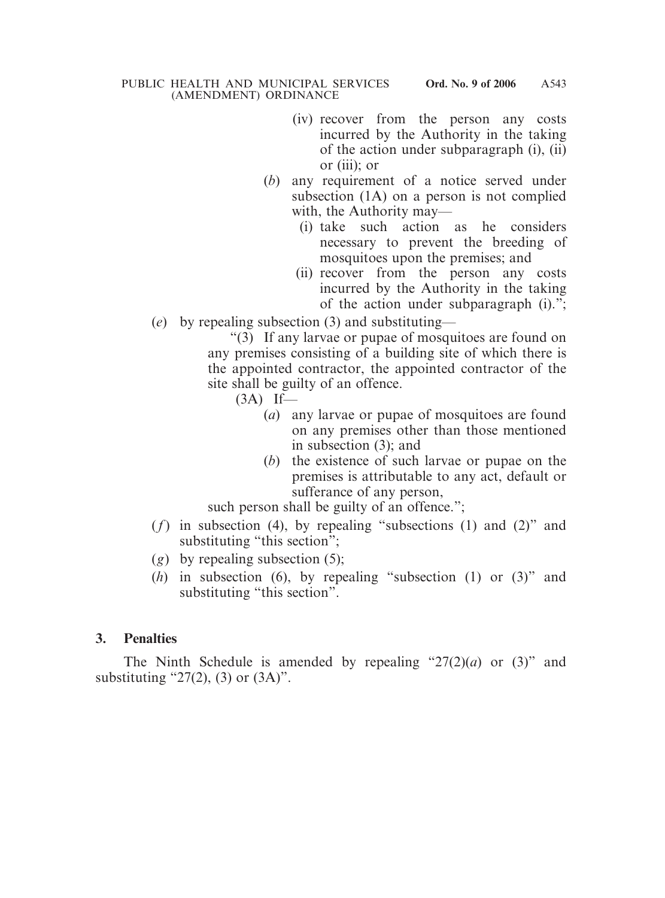(iv) recover from the person any costs incurred by the Authority in the taking of the action under subparagraph (i), (ii) or (iii); or

(*b*) any requirement of a notice served under subsection (1A) on a person is not complied with, the Authority may—

(i) take such action as he considers necessary to prevent the breeding of mosquitoes upon the premises; and

(ii) recover from the person any costs incurred by the Authority in the taking of the action under subparagraph (i).";

(*e*) by repealing subsection (3) and substituting—

"(3) If any larvae or pupae of mosquitoes are found on any premises consisting of a building site of which there is the appointed contractor, the appointed contractor of the site shall be guilty of an offence.

(3A) If—

(*a*) any larvae or pupae of mosquitoes are found on any premises other than those mentioned in subsection (3); and

(*b*) the existence of such larvae or pupae on the premises is attributable to any act, default or sufferance of any person,

such person shall be guilty of an offence.";

(*f*) in subsection (4), by repealing "subsections (1) and (2)" and substituting "this section";

(*g*) by repealing subsection (5);

(*h*) in subsection (6), by repealing "subsection (1) or (3)" and substituting "this section".

### 3. Penalties

The Ninth Schedule is amended by repealing "27(2)(*a*) or (3)" and substituting "27(2), (3) or (3A)".